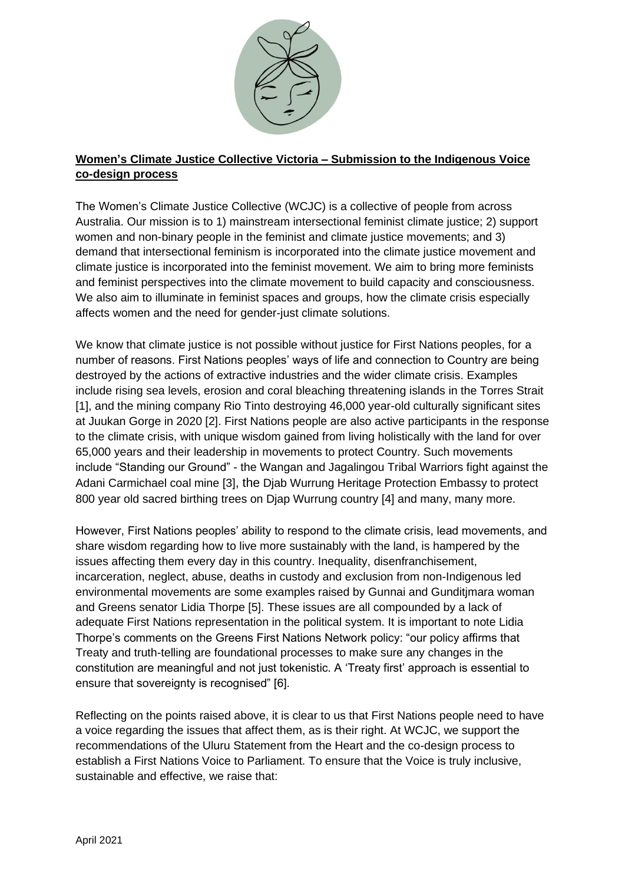**<u>Women's Climate Justice Collective Victoria – Submission to the Indigenous Voice co-design process</u>**

The Women's Climate Justice Collective (WCJC) is a collective of people from across Australia. Our mission is to 1) mainstream intersectional feminist climate justice; 2) support women and non-binary people in the feminist and climate justice movements; and 3) demand that intersectional feminism is incorporated into the climate justice movement and climate justice is incorporated into the feminist movement. We aim to bring more feminists and feminist perspectives into the climate movement to build capacity and consciousness. We also aim to illuminate in feminist spaces and groups, how the climate crisis especially affects women and the need for gender-just climate solutions.

We know that climate justice is not possible without justice for First Nations peoples, for a number of reasons. First Nations peoples' ways of life and connection to Country are being destroyed by the actions of extractive industries and the wider climate crisis. Examples include rising sea levels, erosion and coral bleaching threatening islands in the Torres Strait [1], and the mining company Rio Tinto destroying 46,000 year-old culturally significant sites at Juukan Gorge in 2020 [2]. First Nations people are also active participants in the response to the climate crisis, with unique wisdom gained from living holistically with the land for over 65,000 years and their leadership in movements to protect Country. Such movements include "Standing our Ground" - the Wangan and Jagalingou Tribal Warriors fight against the Adani Carmichael coal mine [3], the Djab Wurrung Heritage Protection Embassy to protect 800 year old sacred birthing trees on Djap Wurrung country [4] and many, many more.

However, First Nations peoples' ability to respond to the climate crisis, lead movements, and share wisdom regarding how to live more sustainably with the land, is hampered by the issues affecting them every day in this country. Inequality, disenfranchisement, incarceration, neglect, abuse, deaths in custody and exclusion from non-Indigenous led environmental movements are some examples raised by Gunnai and Gunditjmara woman and Greens senator Lidia Thorpe [5]. These issues are all compounded by a lack of adequate First Nations representation in the political system. It is important to note Lidia Thorpe's comments on the Greens First Nations Network policy: "our policy affirms that Treaty and truth-telling are foundational processes to make sure any changes in the constitution are meaningful and not just tokenistic. A 'Treaty first' approach is essential to ensure that sovereignty is recognised" [6].

Reflecting on the points raised above, it is clear to us that First Nations people need to have a voice regarding the issues that affect them, as is their right. At WCJC, we support the recommendations of the Uluru Statement from the Heart and the co-design process to establish a First Nations Voice to Parliament. To ensure that the Voice is truly inclusive, sustainable and effective, we raise that:

April 2021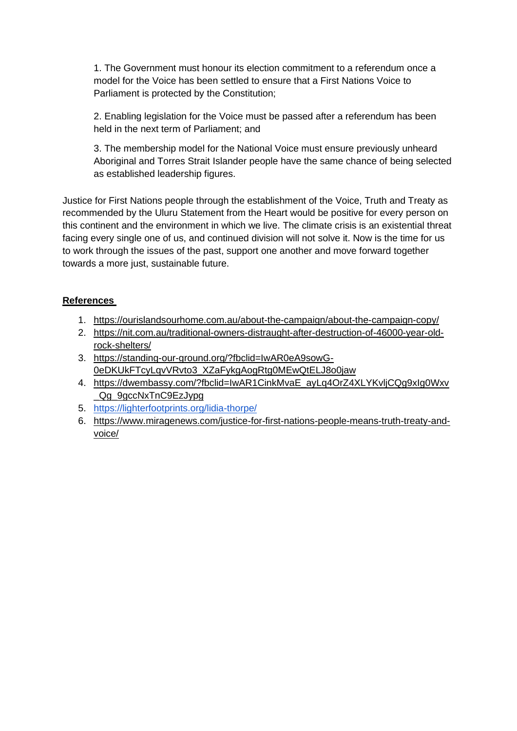1. The Government must honour its election commitment to a referendum once a model for the Voice has been settled to ensure that a First Nations Voice to Parliament is protected by the Constitution;

2. Enabling legislation for the Voice must be passed after a referendum has been held in the next term of Parliament; and

3. The membership model for the National Voice must ensure previously unheard Aboriginal and Torres Strait Islander people have the same chance of being selected as established leadership figures.

Justice for First Nations people through the establishment of the Voice, Truth and Treaty as recommended by the Uluru Statement from the Heart would be positive for every person on this continent and the environment in which we live. The climate crisis is an existential threat facing every single one of us, and continued division will not solve it. Now is the time for us to work through the issues of the past, support one another and move forward together towards a more just, sustainable future.

**References**

1. https://ourislandsourhome.com.au/about-the-campaign/about-the-campaign-copy/
2. https://nit.com.au/traditional-owners-distraught-after-destruction-of-46000-year-old-rock-shelters/
3. https://standing-our-ground.org/?fbclid=IwAR0eA9sowG-0eDKUkFTcyLqvVRvto3_XZaFykgAogRtg0MEwQtELJ8o0jaw
4. https://dwembassy.com/?fbclid=IwAR1CinkMvaE_ayLq4OrZ4XLYKvljCQg9xIg0Wxv_Qg_9gccNxTnC9EzJypg
5. https://lighterfootprints.org/lidia-thorpe/
6. https://www.miragenews.com/justice-for-first-nations-people-means-truth-treaty-and-voice/